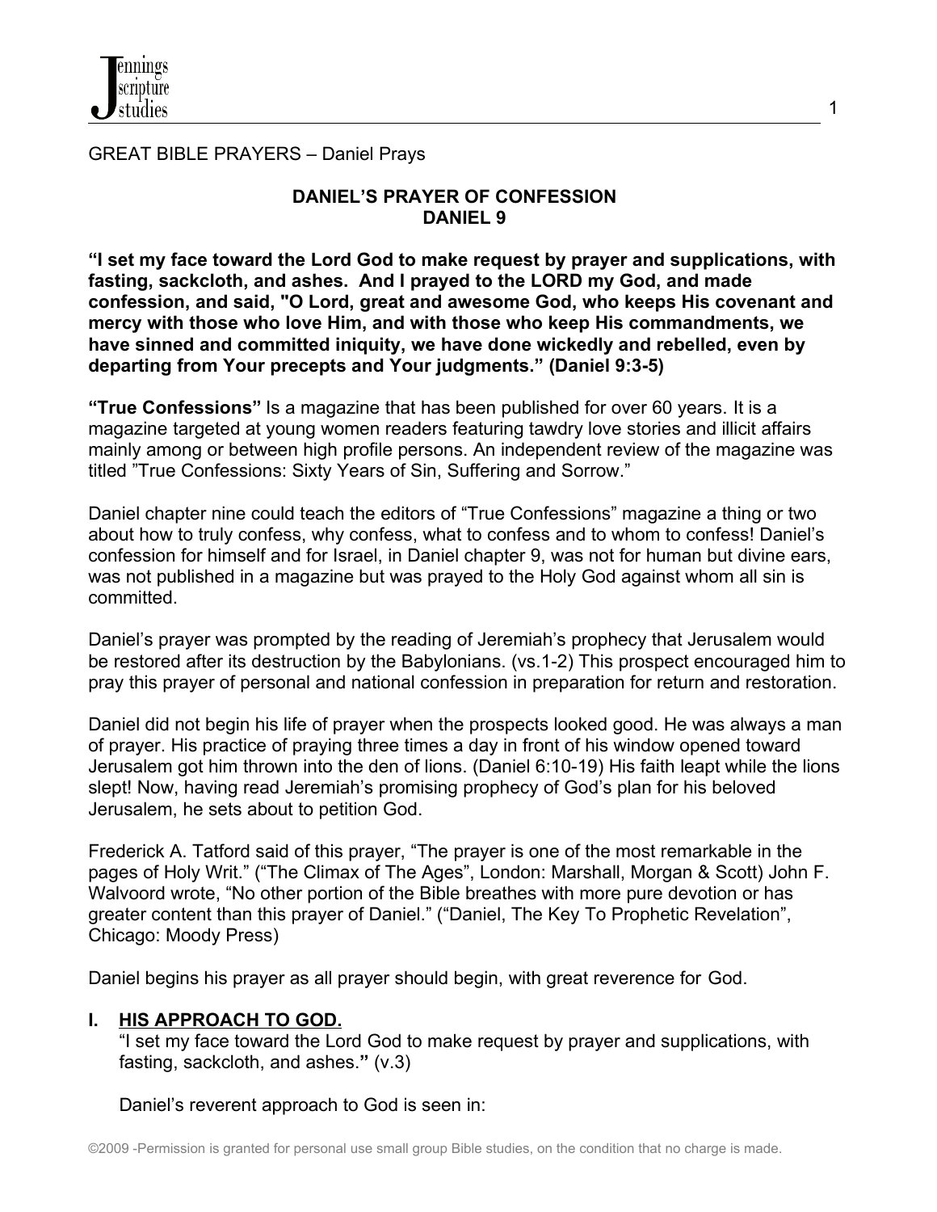GREAT BIBLE PRAYERS – Daniel Prays

## DANIEL'S PRAYER OF CONFESSION
## DANIEL 9

**"I set my face toward the Lord God to make request by prayer and supplications, with fasting, sackcloth, and ashes. And I prayed to the LORD my God, and made confession, and said, "O Lord, great and awesome God, who keeps His covenant and mercy with those who love Him, and with those who keep His commandments, we have sinned and committed iniquity, we have done wickedly and rebelled, even by departing from Your precepts and Your judgments." (Daniel 9:3-5)**

**"True Confessions"** Is a magazine that has been published for over 60 years. It is a magazine targeted at young women readers featuring tawdry love stories and illicit affairs mainly among or between high profile persons. An independent review of the magazine was titled "True Confessions: Sixty Years of Sin, Suffering and Sorrow."

Daniel chapter nine could teach the editors of "True Confessions" magazine a thing or two about how to truly confess, why confess, what to confess and to whom to confess! Daniel's confession for himself and for Israel, in Daniel chapter 9, was not for human but divine ears, was not published in a magazine but was prayed to the Holy God against whom all sin is committed.

Daniel's prayer was prompted by the reading of Jeremiah's prophecy that Jerusalem would be restored after its destruction by the Babylonians. (vs.1-2) This prospect encouraged him to pray this prayer of personal and national confession in preparation for return and restoration.

Daniel did not begin his life of prayer when the prospects looked good. He was always a man of prayer. His practice of praying three times a day in front of his window opened toward Jerusalem got him thrown into the den of lions. (Daniel 6:10-19) His faith leapt while the lions slept! Now, having read Jeremiah's promising prophecy of God's plan for his beloved Jerusalem, he sets about to petition God.

Frederick A. Tatford said of this prayer, "The prayer is one of the most remarkable in the pages of Holy Writ." ("The Climax of The Ages", London: Marshall, Morgan & Scott) John F. Walvoord wrote, "No other portion of the Bible breathes with more pure devotion or has greater content than this prayer of Daniel." ("Daniel, The Key To Prophetic Revelation", Chicago: Moody Press)

Daniel begins his prayer as all prayer should begin, with great reverence for God.

## I. HIS APPROACH TO GOD.

"I set my face toward the Lord God to make request by prayer and supplications, with fasting, sackcloth, and ashes." (v.3)

Daniel's reverent approach to God is seen in: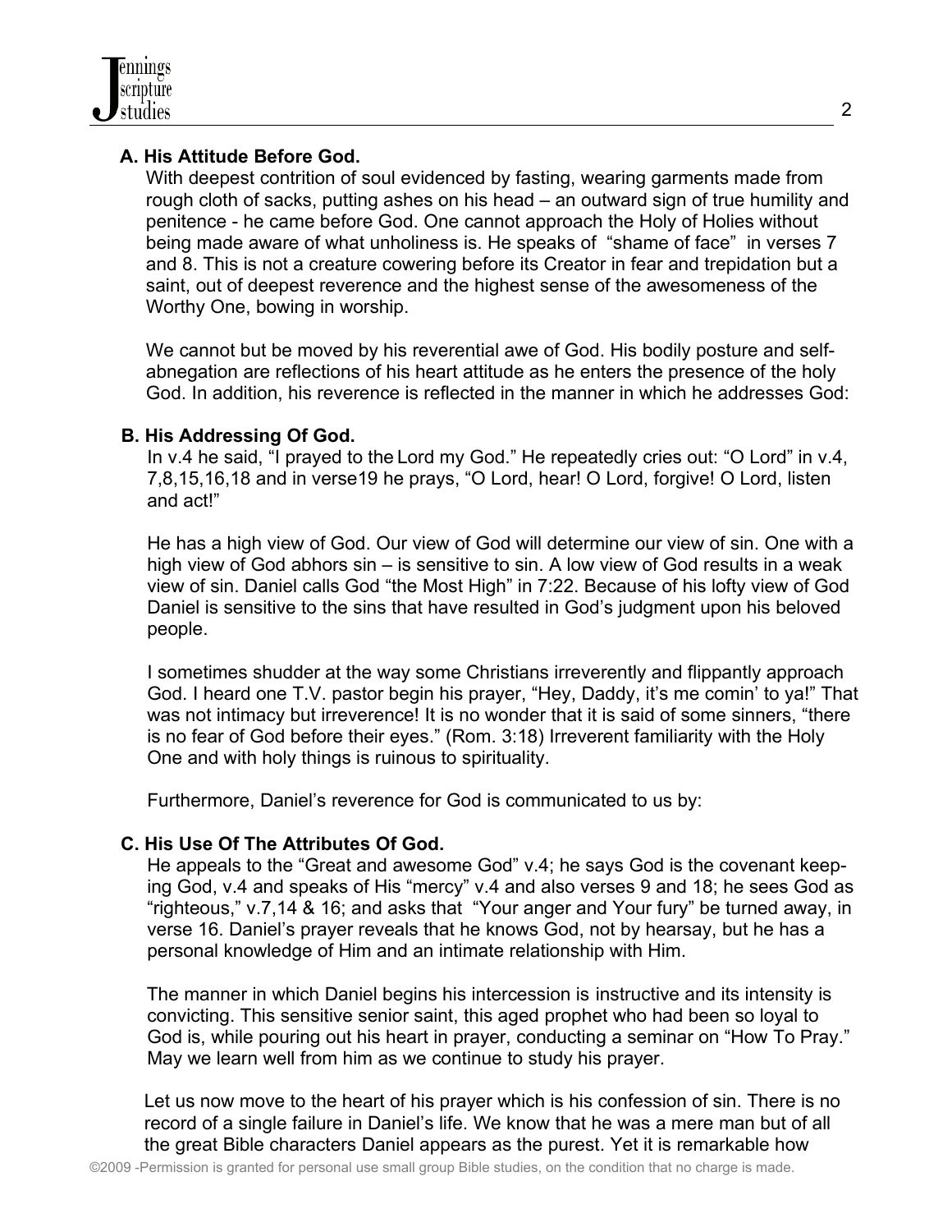### A. His Attitude Before God.

With deepest contrition of soul evidenced by fasting, wearing garments made from rough cloth of sacks, putting ashes on his head – an outward sign of true humility and penitence - he came before God. One cannot approach the Holy of Holies without being made aware of what unholiness is. He speaks of "shame of face" in verses 7 and 8. This is not a creature cowering before its Creator in fear and trepidation but a saint, out of deepest reverence and the highest sense of the awesomeness of the Worthy One, bowing in worship.

We cannot but be moved by his reverential awe of God. His bodily posture and self-abnegation are reflections of his heart attitude as he enters the presence of the holy God. In addition, his reverence is reflected in the manner in which he addresses God:

### B. His Addressing Of God.

In v.4 he said, "I prayed to the Lord my God." He repeatedly cries out: "O Lord" in v.4, 7,8,15,16,18 and in verse19 he prays, "O Lord, hear! O Lord, forgive! O Lord, listen and act!"

He has a high view of God. Our view of God will determine our view of sin. One with a high view of God abhors sin – is sensitive to sin. A low view of God results in a weak view of sin. Daniel calls God "the Most High" in 7:22. Because of his lofty view of God Daniel is sensitive to the sins that have resulted in God's judgment upon his beloved people.

I sometimes shudder at the way some Christians irreverently and flippantly approach God. I heard one T.V. pastor begin his prayer, "Hey, Daddy, it's me comin' to ya!" That was not intimacy but irreverence! It is no wonder that it is said of some sinners, "there is no fear of God before their eyes." (Rom. 3:18) Irreverent familiarity with the Holy One and with holy things is ruinous to spirituality.

Furthermore, Daniel's reverence for God is communicated to us by:

### C. His Use Of The Attributes Of God.

He appeals to the "Great and awesome God" v.4; he says God is the covenant keeping God, v.4 and speaks of His "mercy" v.4 and also verses 9 and 18; he sees God as "righteous," v.7,14 & 16; and asks that "Your anger and Your fury" be turned away, in verse 16. Daniel's prayer reveals that he knows God, not by hearsay, but he has a personal knowledge of Him and an intimate relationship with Him.

The manner in which Daniel begins his intercession is instructive and its intensity is convicting. This sensitive senior saint, this aged prophet who had been so loyal to God is, while pouring out his heart in prayer, conducting a seminar on "How To Pray." May we learn well from him as we continue to study his prayer.

Let us now move to the heart of his prayer which is his confession of sin. There is no record of a single failure in Daniel's life. We know that he was a mere man but of all the great Bible characters Daniel appears as the purest. Yet it is remarkable how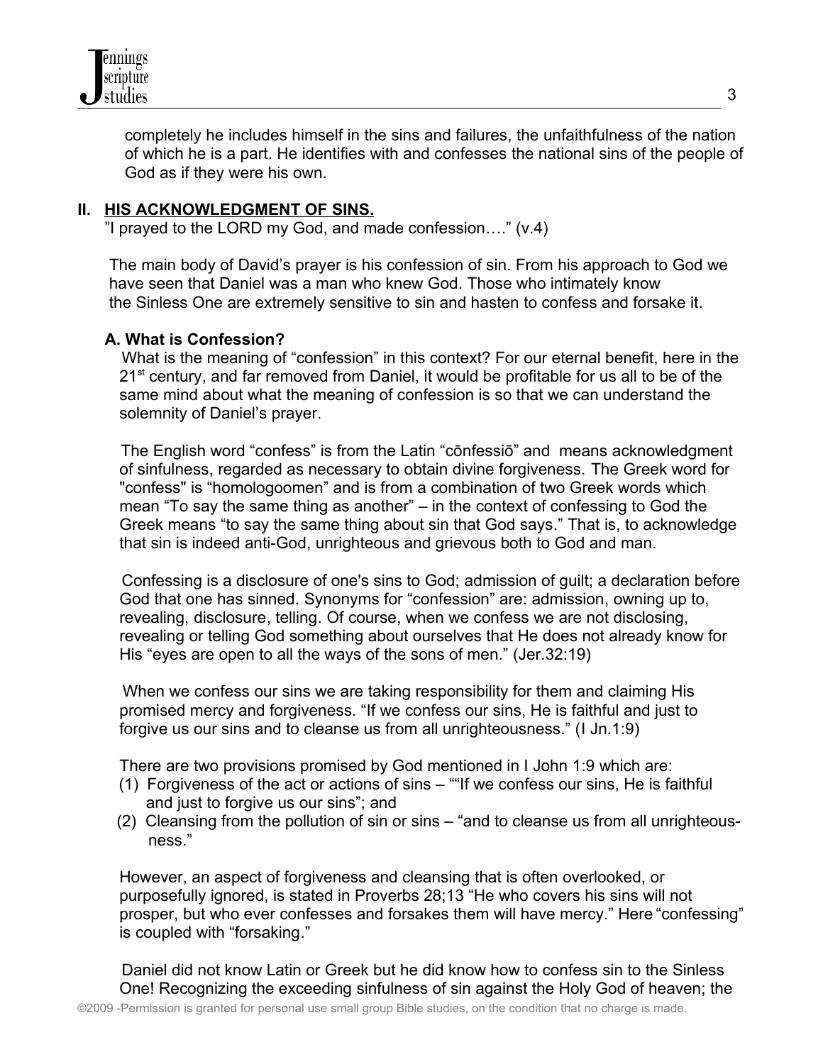completely he includes himself in the sins and failures, the unfaithfulness of the nation of which he is a part. He identifies with and confesses the national sins of the people of God as if they were his own.

## II. HIS ACKNOWLEDGMENT OF SINS.

"I prayed to the LORD my God, and made confession…." (v.4)

The main body of David's prayer is his confession of sin. From his approach to God we have seen that Daniel was a man who knew God. Those who intimately know the Sinless One are extremely sensitive to sin and hasten to confess and forsake it.

### A. What is Confession?

What is the meaning of "confession" in this context? For our eternal benefit, here in the 21st century, and far removed from Daniel, it would be profitable for us all to be of the same mind about what the meaning of confession is so that we can understand the solemnity of Daniel's prayer.

The English word "confess" is from the Latin "cōnfessiō" and means acknowledgment of sinfulness, regarded as necessary to obtain divine forgiveness. The Greek word for "confess" is "homologoomen" and is from a combination of two Greek words which mean "To say the same thing as another" – in the context of confessing to God the Greek means "to say the same thing about sin that God says." That is, to acknowledge that sin is indeed anti-God, unrighteous and grievous both to God and man.

Confessing is a disclosure of one's sins to God; admission of guilt; a declaration before God that one has sinned. Synonyms for "confession" are: admission, owning up to, revealing, disclosure, telling. Of course, when we confess we are not disclosing, revealing or telling God something about ourselves that He does not already know for His "eyes are open to all the ways of the sons of men." (Jer.32:19)

When we confess our sins we are taking responsibility for them and claiming His promised mercy and forgiveness. "If we confess our sins, He is faithful and just to forgive us our sins and to cleanse us from all unrighteousness." (I Jn.1:9)

There are two provisions promised by God mentioned in I John 1:9 which are:

(1) Forgiveness of the act or actions of sins – ""If we confess our sins, He is faithful and just to forgive us our sins"; and
(2) Cleansing from the pollution of sin or sins – "and to cleanse us from all unrighteousness."

However, an aspect of forgiveness and cleansing that is often overlooked, or purposefully ignored, is stated in Proverbs 28;13 "He who covers his sins will not prosper, but who ever confesses and forsakes them will have mercy." Here "confessing" is coupled with "forsaking."

Daniel did not know Latin or Greek but he did know how to confess sin to the Sinless One! Recognizing the exceeding sinfulness of sin against the Holy God of heaven; the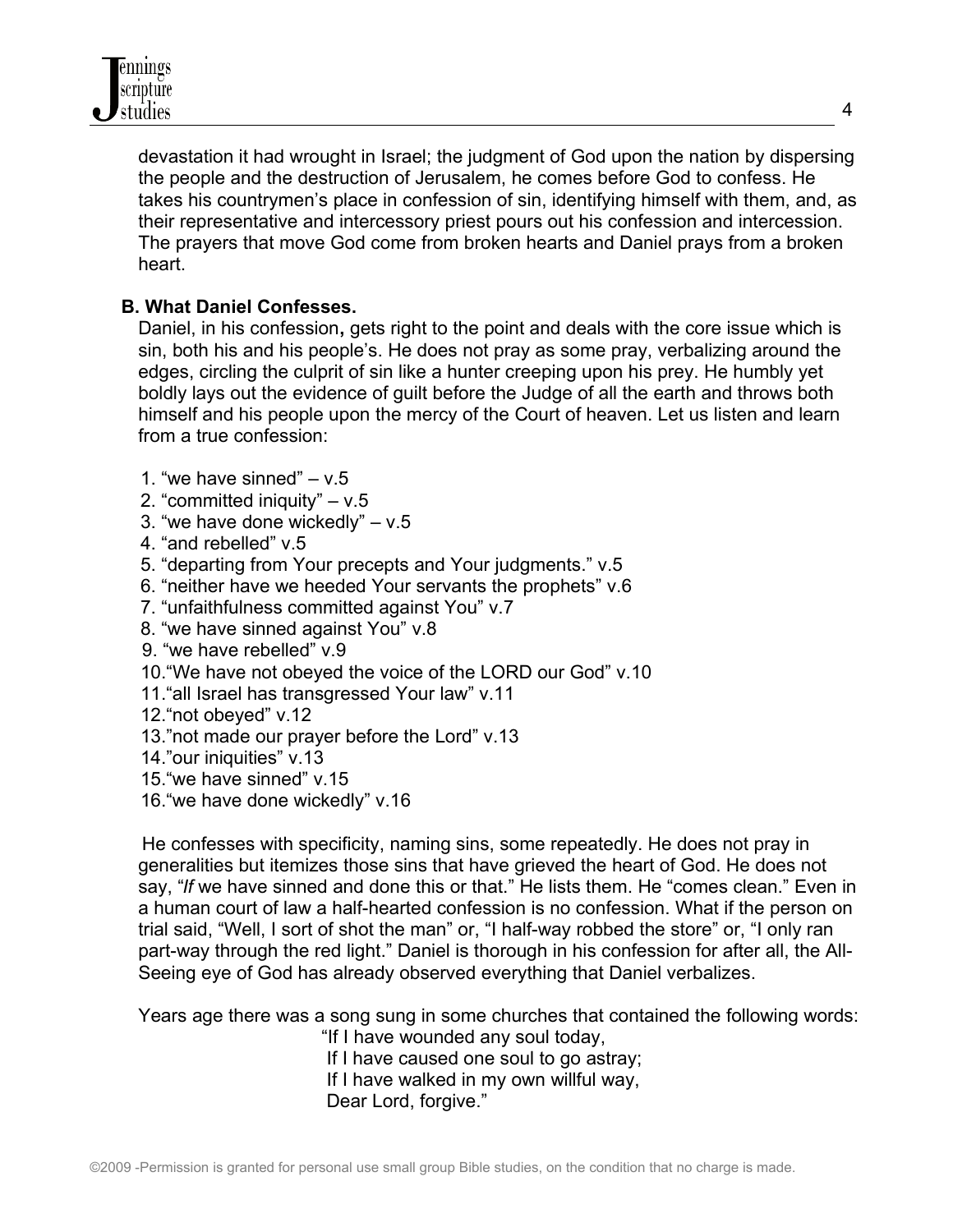devastation it had wrought in Israel; the judgment of God upon the nation by dispersing the people and the destruction of Jerusalem, he comes before God to confess. He takes his countrymen's place in confession of sin, identifying himself with them, and, as their representative and intercessory priest pours out his confession and intercession. The prayers that move God come from broken hearts and Daniel prays from a broken heart.

**B. What Daniel Confesses.**

Daniel, in his confession**,** gets right to the point and deals with the core issue which is sin, both his and his people's. He does not pray as some pray, verbalizing around the edges, circling the culprit of sin like a hunter creeping upon his prey. He humbly yet boldly lays out the evidence of guilt before the Judge of all the earth and throws both himself and his people upon the mercy of the Court of heaven. Let us listen and learn from a true confession:

1. "we have sinned" – v.5
2. "committed iniquity" – v.5
3. "we have done wickedly" – v.5
4. "and rebelled" v.5
5. "departing from Your precepts and Your judgments." v.5
6. "neither have we heeded Your servants the prophets" v.6
7. "unfaithfulness committed against You" v.7
8. "we have sinned against You" v.8
9. "we have rebelled" v.9
10. "We have not obeyed the voice of the LORD our God" v.10
11. "all Israel has transgressed Your law" v.11
12. "not obeyed" v.12
13. "not made our prayer before the Lord" v.13
14. "our iniquities" v.13
15. "we have sinned" v.15
16. "we have done wickedly" v.16

He confesses with specificity, naming sins, some repeatedly. He does not pray in generalities but itemizes those sins that have grieved the heart of God. He does not say, "*If* we have sinned and done this or that." He lists them. He "comes clean." Even in a human court of law a half-hearted confession is no confession. What if the person on trial said, "Well, I sort of shot the man" or, "I half-way robbed the store" or, "I only ran part-way through the red light." Daniel is thorough in his confession for after all, the All-Seeing eye of God has already observed everything that Daniel verbalizes.

Years age there was a song sung in some churches that contained the following words:

> "If I have wounded any soul today,
> If I have caused one soul to go astray;
> If I have walked in my own willful way,
> Dear Lord, forgive."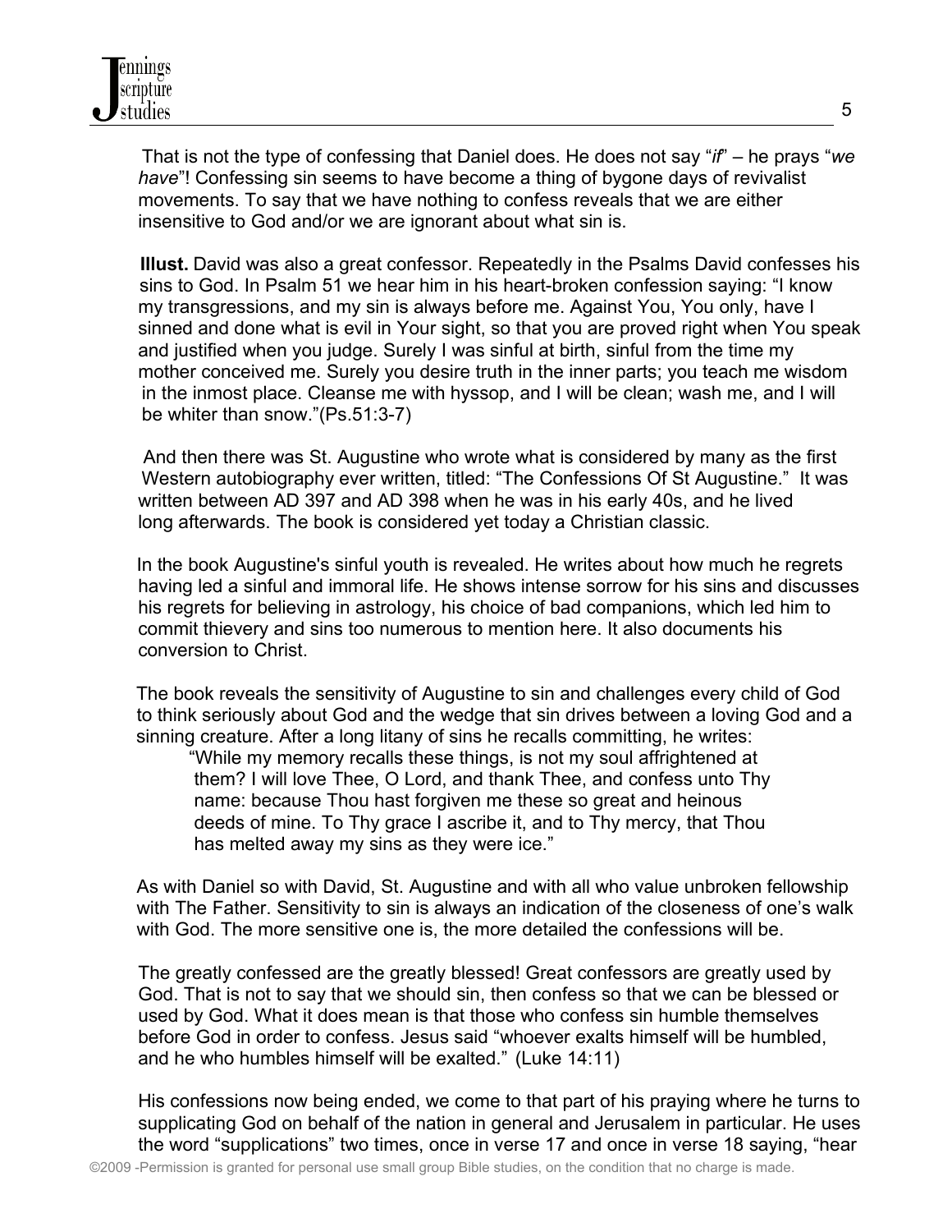That is not the type of confessing that Daniel does. He does not say "*if*" – he prays "*we have*"! Confessing sin seems to have become a thing of bygone days of revivalist movements. To say that we have nothing to confess reveals that we are either insensitive to God and/or we are ignorant about what sin is.

**Illust.** David was also a great confessor. Repeatedly in the Psalms David confesses his sins to God. In Psalm 51 we hear him in his heart-broken confession saying: "I know my transgressions, and my sin is always before me. Against You, You only, have I sinned and done what is evil in Your sight, so that you are proved right when You speak and justified when you judge. Surely I was sinful at birth, sinful from the time my mother conceived me. Surely you desire truth in the inner parts; you teach me wisdom in the inmost place. Cleanse me with hyssop, and I will be clean; wash me, and I will be whiter than snow."(Ps.51:3-7)

And then there was St. Augustine who wrote what is considered by many as the first Western autobiography ever written, titled: "The Confessions Of St Augustine." It was written between AD 397 and AD 398 when he was in his early 40s, and he lived long afterwards. The book is considered yet today a Christian classic.

In the book Augustine's sinful youth is revealed. He writes about how much he regrets having led a sinful and immoral life. He shows intense sorrow for his sins and discusses his regrets for believing in astrology, his choice of bad companions, which led him to commit thievery and sins too numerous to mention here. It also documents his conversion to Christ.

The book reveals the sensitivity of Augustine to sin and challenges every child of God to think seriously about God and the wedge that sin drives between a loving God and a sinning creature. After a long litany of sins he recalls committing, he writes:

> "While my memory recalls these things, is not my soul affrightened at them? I will love Thee, O Lord, and thank Thee, and confess unto Thy name: because Thou hast forgiven me these so great and heinous deeds of mine. To Thy grace I ascribe it, and to Thy mercy, that Thou has melted away my sins as they were ice."

As with Daniel so with David, St. Augustine and with all who value unbroken fellowship with The Father. Sensitivity to sin is always an indication of the closeness of one's walk with God. The more sensitive one is, the more detailed the confessions will be.

The greatly confessed are the greatly blessed! Great confessors are greatly used by God. That is not to say that we should sin, then confess so that we can be blessed or used by God. What it does mean is that those who confess sin humble themselves before God in order to confess. Jesus said "whoever exalts himself will be humbled, and he who humbles himself will be exalted." (Luke 14:11)

His confessions now being ended, we come to that part of his praying where he turns to supplicating God on behalf of the nation in general and Jerusalem in particular. He uses the word "supplications" two times, once in verse 17 and once in verse 18 saying, "hear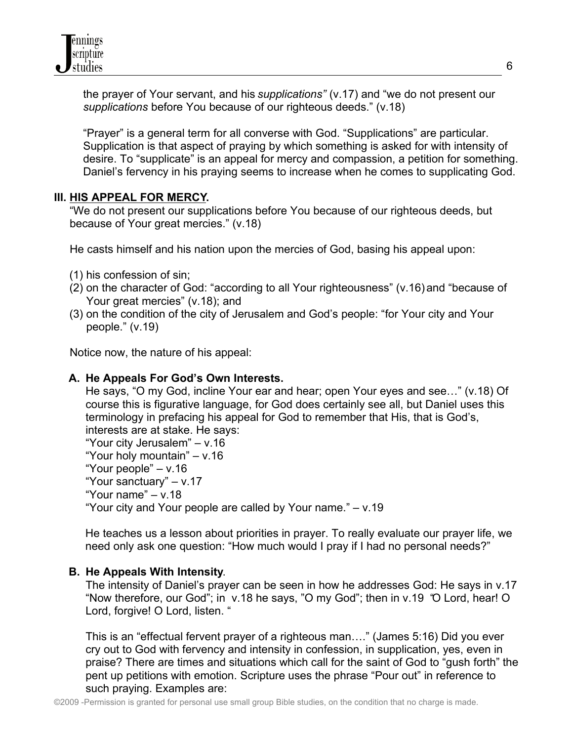the prayer of Your servant, and his *supplications"* (v.17) and "we do not present our *supplications* before You because of our righteous deeds." (v.18)

"Prayer" is a general term for all converse with God. "Supplications" are particular. Supplication is that aspect of praying by which something is asked for with intensity of desire. To "supplicate" is an appeal for mercy and compassion, a petition for something. Daniel's fervency in his praying seems to increase when he comes to supplicating God.

## III. HIS APPEAL FOR MERCY.

"We do not present our supplications before You because of our righteous deeds, but because of Your great mercies." (v.18)

He casts himself and his nation upon the mercies of God, basing his appeal upon:

(1) his confession of sin;
(2) on the character of God: "according to all Your righteousness" (v.16) and "because of Your great mercies" (v.18); and
(3) on the condition of the city of Jerusalem and God's people: "for Your city and Your people." (v.19)

Notice now, the nature of his appeal:

### A. He Appeals For God's Own Interests.

He says, "O my God, incline Your ear and hear; open Your eyes and see…" (v.18) Of course this is figurative language, for God does certainly see all, but Daniel uses this terminology in prefacing his appeal for God to remember that His, that is God's, interests are at stake. He says:
"Your city Jerusalem" – v.16
"Your holy mountain" – v.16
"Your people" – v.16
"Your sanctuary" – v.17
"Your name" – v.18
"Your city and Your people are called by Your name." – v.19

He teaches us a lesson about priorities in prayer. To really evaluate our prayer life, we need only ask one question: "How much would I pray if I had no personal needs?"

### B. He Appeals With Intensity.

The intensity of Daniel's prayer can be seen in how he addresses God: He says in v.17 "Now therefore, our God"; in v.18 he says, "O my God"; then in v.19 "O Lord, hear! O Lord, forgive! O Lord, listen. "

This is an "effectual fervent prayer of a righteous man…." (James 5:16) Did you ever cry out to God with fervency and intensity in confession, in supplication, yes, even in praise? There are times and situations which call for the saint of God to "gush forth" the pent up petitions with emotion. Scripture uses the phrase "Pour out" in reference to such praying. Examples are: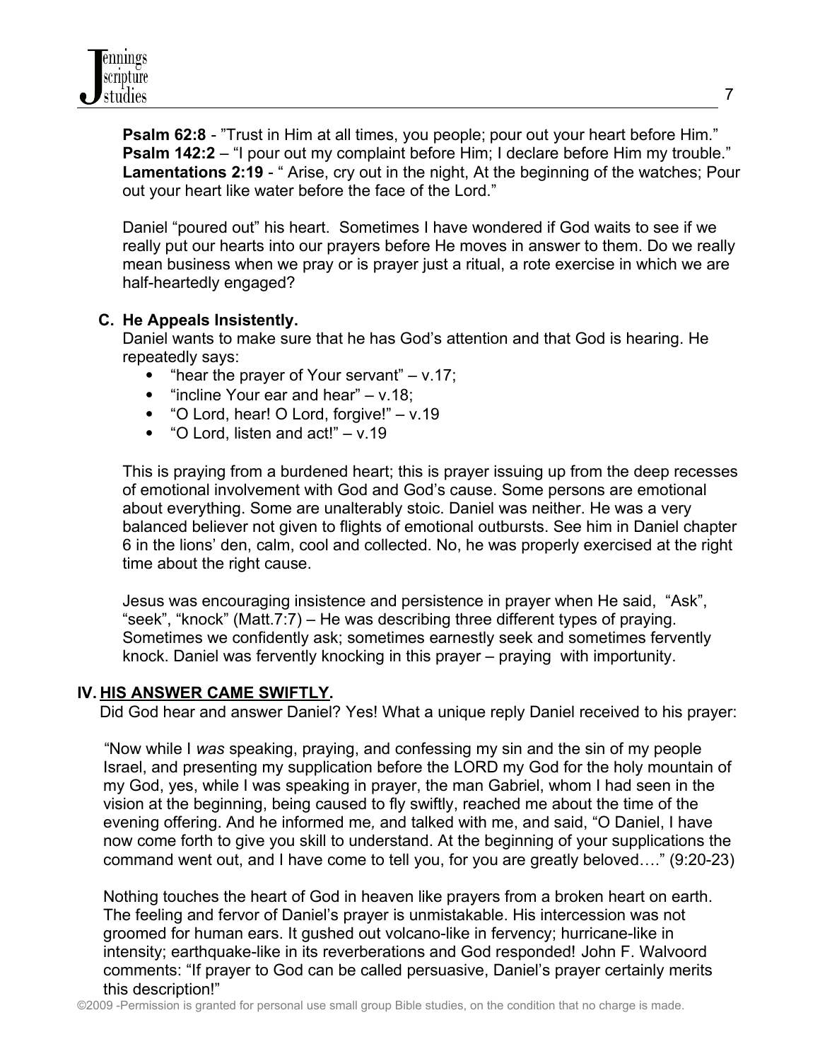**Psalm 62:8** - "Trust in Him at all times, you people; pour out your heart before Him."
**Psalm 142:2** – "I pour out my complaint before Him; I declare before Him my trouble."
**Lamentations 2:19** - " Arise, cry out in the night, At the beginning of the watches; Pour out your heart like water before the face of the Lord."

Daniel "poured out" his heart. Sometimes I have wondered if God waits to see if we really put our hearts into our prayers before He moves in answer to them. Do we really mean business when we pray or is prayer just a ritual, a rote exercise in which we are half-heartedly engaged?

### C. He Appeals Insistently.

Daniel wants to make sure that he has God's attention and that God is hearing. He repeatedly says:

- "hear the prayer of Your servant" – v.17;
- "incline Your ear and hear" – v.18;
- "O Lord, hear! O Lord, forgive!" – v.19
- "O Lord, listen and act!" – v.19

This is praying from a burdened heart; this is prayer issuing up from the deep recesses of emotional involvement with God and God's cause. Some persons are emotional about everything. Some are unalterably stoic. Daniel was neither. He was a very balanced believer not given to flights of emotional outbursts. See him in Daniel chapter 6 in the lions' den, calm, cool and collected. No, he was properly exercised at the right time about the right cause.

Jesus was encouraging insistence and persistence in prayer when He said, "Ask", "seek", "knock" (Matt.7:7) – He was describing three different types of praying. Sometimes we confidently ask; sometimes earnestly seek and sometimes fervently knock. Daniel was fervently knocking in this prayer – praying with importunity.

## IV. <u>HIS ANSWER CAME SWIFTLY</u>.

Did God hear and answer Daniel? Yes! What a unique reply Daniel received to his prayer:

"Now while I *was* speaking, praying, and confessing my sin and the sin of my people Israel, and presenting my supplication before the LORD my God for the holy mountain of my God, yes, while I was speaking in prayer, the man Gabriel, whom I had seen in the vision at the beginning, being caused to fly swiftly, reached me about the time of the evening offering. And he informed me*,* and talked with me, and said, "O Daniel, I have now come forth to give you skill to understand. At the beginning of your supplications the command went out, and I have come to tell you, for you are greatly beloved…." (9:20-23)

Nothing touches the heart of God in heaven like prayers from a broken heart on earth. The feeling and fervor of Daniel's prayer is unmistakable. His intercession was not groomed for human ears. It gushed out volcano-like in fervency; hurricane-like in intensity; earthquake-like in its reverberations and God responded! John F. Walvoord comments: "If prayer to God can be called persuasive, Daniel's prayer certainly merits this description!"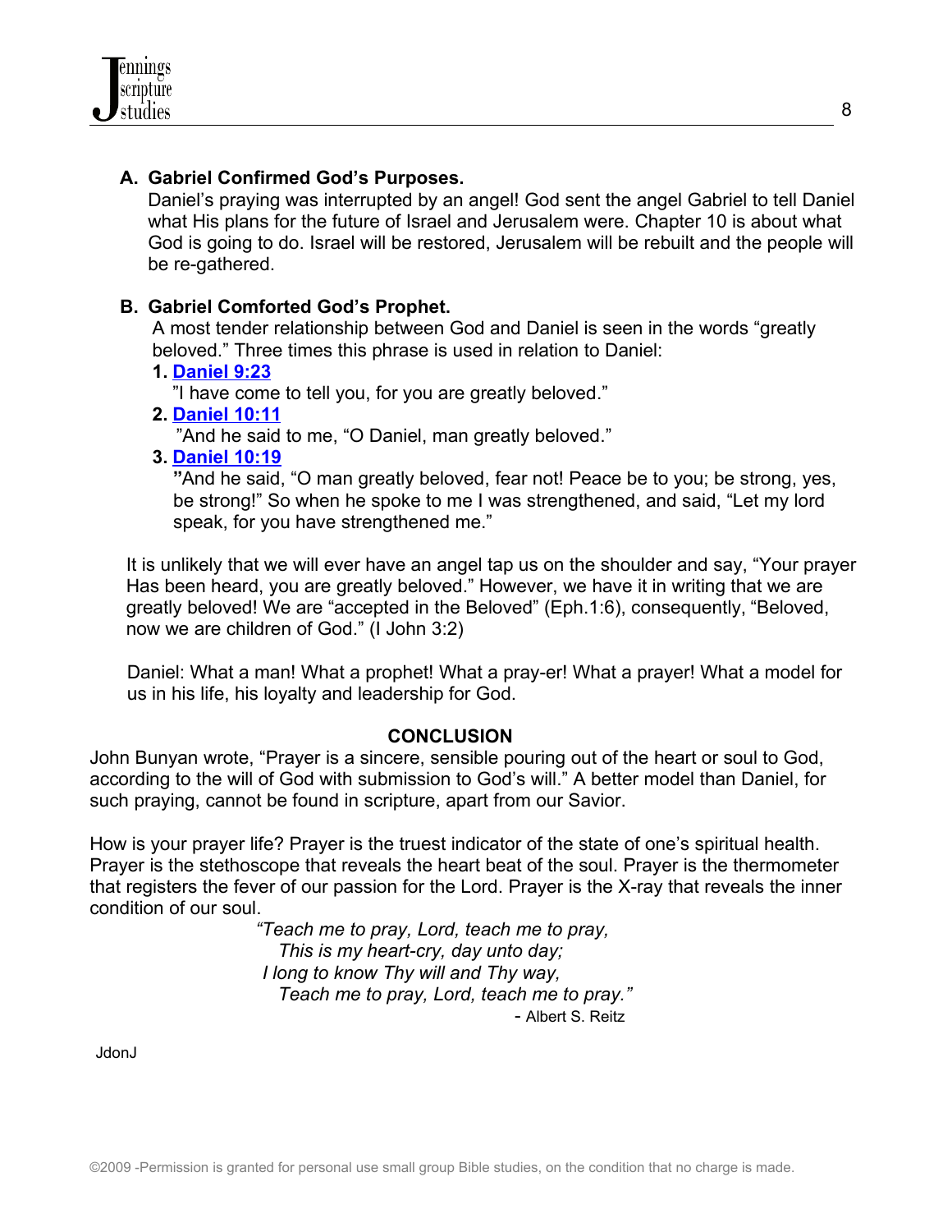**A. Gabriel Confirmed God's Purposes.**

Daniel's praying was interrupted by an angel! God sent the angel Gabriel to tell Daniel what His plans for the future of Israel and Jerusalem were. Chapter 10 is about what God is going to do. Israel will be restored, Jerusalem will be rebuilt and the people will be re-gathered.

**B. Gabriel Comforted God's Prophet.**

A most tender relationship between God and Daniel is seen in the words "greatly beloved." Three times this phrase is used in relation to Daniel:

1. **Daniel 9:23**
   "I have come to tell you, for you are greatly beloved."
2. **Daniel 10:11**
   "And he said to me, "O Daniel, man greatly beloved."
3. **Daniel 10:19**
   **"**And he said, "O man greatly beloved, fear not! Peace be to you; be strong, yes, be strong!" So when he spoke to me I was strengthened, and said, "Let my lord speak, for you have strengthened me."

It is unlikely that we will ever have an angel tap us on the shoulder and say, "Your prayer Has been heard, you are greatly beloved." However, we have it in writing that we are greatly beloved! We are "accepted in the Beloved" (Eph.1:6), consequently, "Beloved, now we are children of God." (I John 3:2)

Daniel: What a man! What a prophet! What a pray-er! What a prayer! What a model for us in his life, his loyalty and leadership for God.

**CONCLUSION**

John Bunyan wrote, "Prayer is a sincere, sensible pouring out of the heart or soul to God, according to the will of God with submission to God's will." A better model than Daniel, for such praying, cannot be found in scripture, apart from our Savior.

How is your prayer life? Prayer is the truest indicator of the state of one's spiritual health. Prayer is the stethoscope that reveals the heart beat of the soul. Prayer is the thermometer that registers the fever of our passion for the Lord. Prayer is the X-ray that reveals the inner condition of our soul.

*"Teach me to pray, Lord, teach me to pray,*
*This is my heart-cry, day unto day;*
*I long to know Thy will and Thy way,*
*Teach me to pray, Lord, teach me to pray."*

- Albert S. Reitz

JdonJ

©2009 -Permission is granted for personal use small group Bible studies, on the condition that no charge is made.